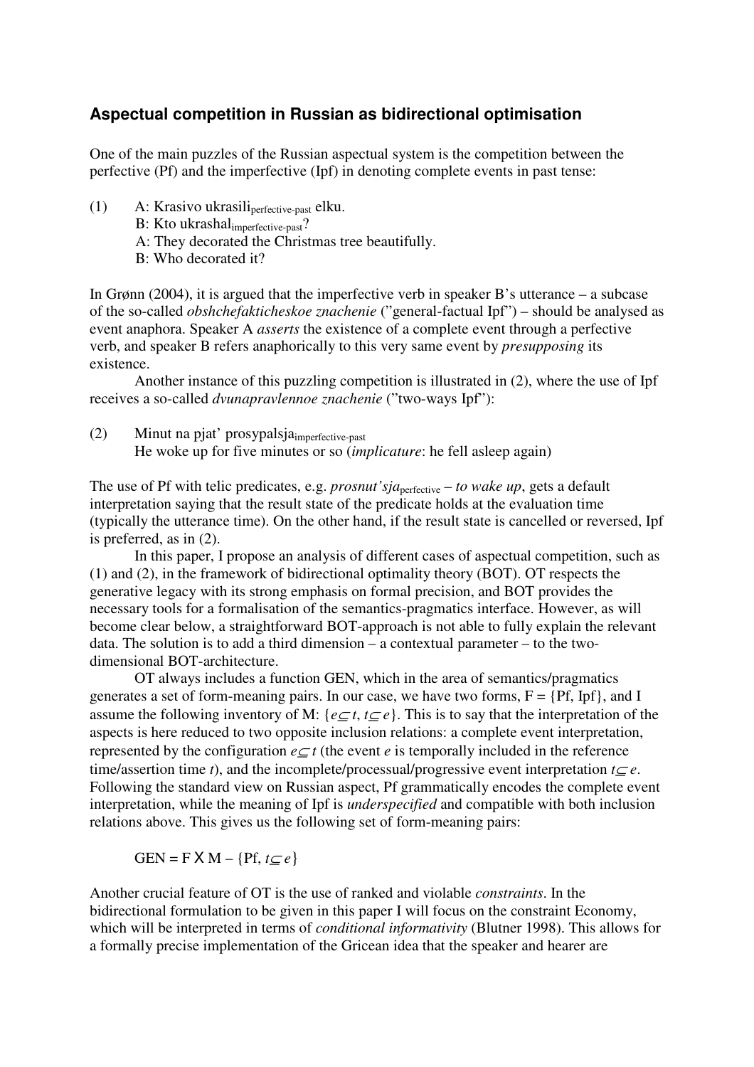## Aspectual competition in Russian as bidirectional optimisation

One of the main puzzles of the Russian aspectual system is the competition between the perfective (Pf) and the imperfective (Ipf) in denoting complete events in past tense:

(1) A: Krasivo ukrasili$_{\text{perfective-past}}$ elku.
B: Kto ukrashal$_{\text{imperfective-past}}$?
A: They decorated the Christmas tree beautifully.
B: Who decorated it?

In Grønn (2004), it is argued that the imperfective verb in speaker B's utterance – a subcase of the so-called *obshchefakticheskoe znachenie* ("general-factual Ipf") – should be analysed as event anaphora. Speaker A *asserts* the existence of a complete event through a perfective verb, and speaker B refers anaphorically to this very same event by *presupposing* its existence.

Another instance of this puzzling competition is illustrated in (2), where the use of Ipf receives a so-called *dvunapravlennoe znachenie* ("two-ways Ipf"):

(2) Minut na pjat' prosypalsja$_{\text{imperfective-past}}$
He woke up for five minutes or so (*implicature*: he fell asleep again)

The use of Pf with telic predicates, e.g. *prosnut'sja*$_{\text{perfective}}$ – *to wake up*, gets a default interpretation saying that the result state of the predicate holds at the evaluation time (typically the utterance time). On the other hand, if the result state is cancelled or reversed, Ipf is preferred, as in (2).

In this paper, I propose an analysis of different cases of aspectual competition, such as (1) and (2), in the framework of bidirectional optimality theory (BOT). OT respects the generative legacy with its strong emphasis on formal precision, and BOT provides the necessary tools for a formalisation of the semantics-pragmatics interface. However, as will become clear below, a straightforward BOT-approach is not able to fully explain the relevant data. The solution is to add a third dimension – a contextual parameter – to the two-dimensional BOT-architecture.

OT always includes a function GEN, which in the area of semantics/pragmatics generates a set of form-meaning pairs. In our case, we have two forms, F = {Pf, Ipf}, and I assume the following inventory of M: $\{e \subseteq t, t \subseteq e\}$. This is to say that the interpretation of the aspects is here reduced to two opposite inclusion relations: a complete event interpretation, represented by the configuration $e \subseteq t$ (the event $e$ is temporally included in the reference time/assertion time $t$), and the incomplete/processual/progressive event interpretation $t \subseteq e$. Following the standard view on Russian aspect, Pf grammatically encodes the complete event interpretation, while the meaning of Ipf is *underspecified* and compatible with both inclusion relations above. This gives us the following set of form-meaning pairs:

$$\text{GEN} = \text{F} \times \text{M} - \{\text{Pf}, t \subseteq e\}$$

Another crucial feature of OT is the use of ranked and violable *constraints*. In the bidirectional formulation to be given in this paper I will focus on the constraint Economy, which will be interpreted in terms of *conditional informativity* (Blutner 1998). This allows for a formally precise implementation of the Gricean idea that the speaker and hearer are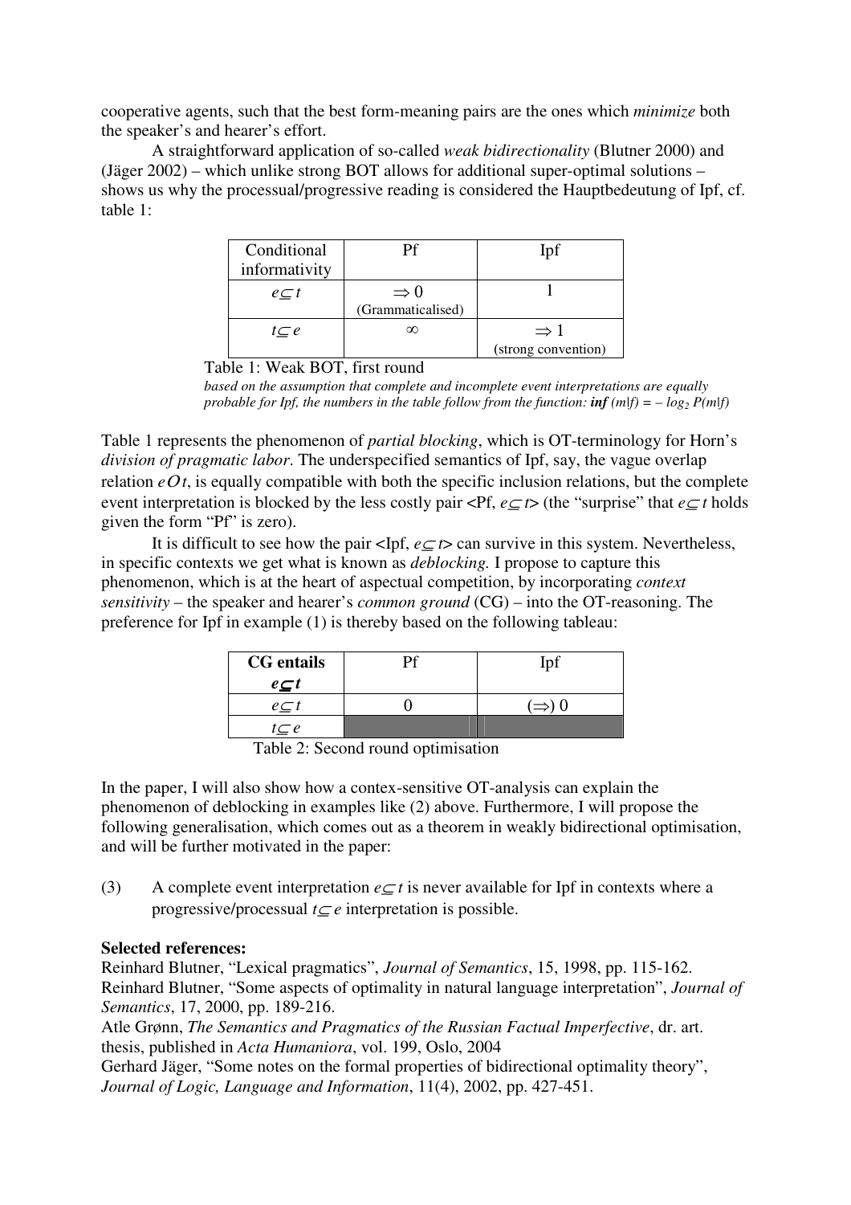cooperative agents, such that the best form-meaning pairs are the ones which *minimize* both the speaker's and hearer's effort.

A straightforward application of so-called *weak bidirectionality* (Blutner 2000) and (Jäger 2002) – which unlike strong BOT allows for additional super-optimal solutions – shows us why the processual/progressive reading is considered the Hauptbedeutung of Ipf, cf. table 1:

| Conditional informativity | Pf | Ipf |
|---|---|---|
| $e \subseteq t$ | $\Rightarrow 0$ (Grammaticalised) | 1 |
| $t \subseteq e$ | $\infty$ | $\Rightarrow 1$ (strong convention) |

Table 1: Weak BOT, first round

*based on the assumption that complete and incomplete event interpretations are equally probable for Ipf, the numbers in the table follow from the function:* $\boldsymbol{inf}\ (m|f) = -\log_2 P(m|f)$

Table 1 represents the phenomenon of *partial blocking*, which is OT-terminology for Horn's *division of pragmatic labor*. The underspecified semantics of Ipf, say, the vague overlap relation $e\,O\,t$, is equally compatible with both the specific inclusion relations, but the complete event interpretation is blocked by the less costly pair <Pf, $e \subseteq t$> (the "surprise" that $e \subseteq t$ holds given the form "Pf" is zero).

It is difficult to see how the pair <Ipf, $e \subseteq t$> can survive in this system. Nevertheless, in specific contexts we get what is known as *deblocking.* I propose to capture this phenomenon, which is at the heart of aspectual competition, by incorporating *context sensitivity* – the speaker and hearer's *common ground* (CG) – into the OT-reasoning. The preference for Ipf in example (1) is thereby based on the following tableau:

| **CG entails** $e \subseteq t$ | Pf | Ipf |
|---|---|---|
| $e \subseteq t$ | 0 | $(\Rightarrow)$ 0 |
| $t \subseteq e$ | | |

Table 2: Second round optimisation

In the paper, I will also show how a contex-sensitive OT-analysis can explain the phenomenon of deblocking in examples like (2) above. Furthermore, I will propose the following generalisation, which comes out as a theorem in weakly bidirectional optimisation, and will be further motivated in the paper:

(3) A complete event interpretation $e \subseteq t$ is never available for Ipf in contexts where a progressive/processual $t \subseteq e$ interpretation is possible.

**Selected references:**

Reinhard Blutner, "Lexical pragmatics", *Journal of Semantics*, 15, 1998, pp. 115-162.

Reinhard Blutner, "Some aspects of optimality in natural language interpretation", *Journal of Semantics*, 17, 2000, pp. 189-216.

Atle Grønn, *The Semantics and Pragmatics of the Russian Factual Imperfective*, dr. art. thesis, published in *Acta Humaniora*, vol. 199, Oslo, 2004

Gerhard Jäger, "Some notes on the formal properties of bidirectional optimality theory", *Journal of Logic, Language and Information*, 11(4), 2002, pp. 427-451.